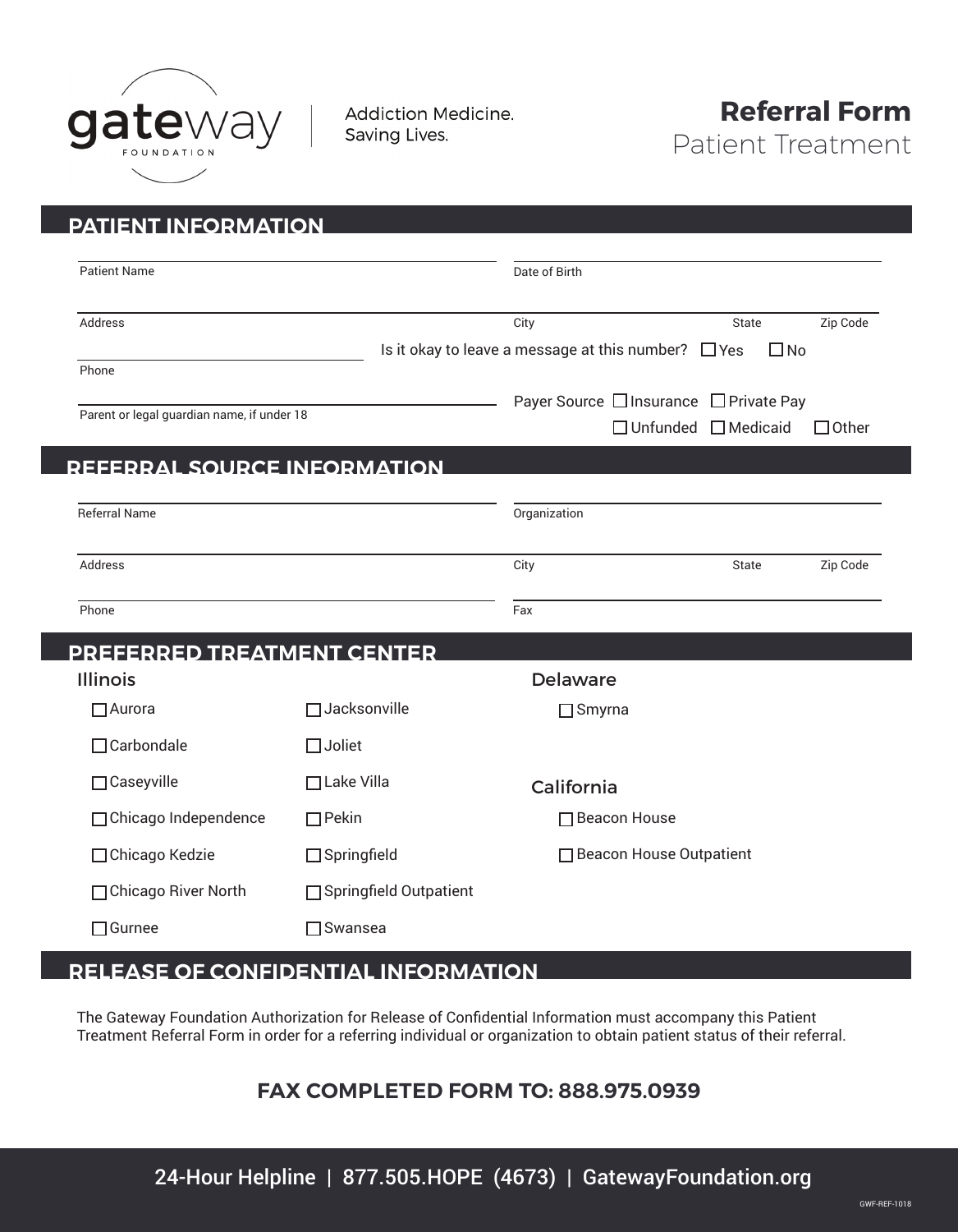gateway FOUNDATION | Addiction Medicine. Saving Lives.

# Referral Form
Patient Treatment

## PATIENT INFORMATION

Patient Name ____________________ Date of Birth ____________________

Address ____________________ City ____________ State ______ Zip Code ______

Phone ____________________ Is it okay to leave a message at this number? ☐ Yes ☐ No

Parent or legal guardian name, if under 18 ____________________

Payer Source ☐ Insurance ☐ Private Pay ☐ Unfunded ☐ Medicaid ☐ Other

## REFERRAL SOURCE INFORMATION

Referral Name ____________________ Organization ____________________

Address ____________________ City ____________ State ______ Zip Code ______

Phone ____________________ Fax ____________________

## PREFERRED TREATMENT CENTER

### Illinois

- ☐ Aurora
- ☐ Carbondale
- ☐ Caseyville
- ☐ Chicago Independence
- ☐ Chicago Kedzie
- ☐ Chicago River North
- ☐ Gurnee
- ☐ Jacksonville
- ☐ Joliet
- ☐ Lake Villa
- ☐ Pekin
- ☐ Springfield
- ☐ Springfield Outpatient
- ☐ Swansea

### Delaware

- ☐ Smyrna

### California

- ☐ Beacon House
- ☐ Beacon House Outpatient

## RELEASE OF CONFIDENTIAL INFORMATION

The Gateway Foundation Authorization for Release of Confidential Information must accompany this Patient Treatment Referral Form in order for a referring individual or organization to obtain patient status of their referral.

**FAX COMPLETED FORM TO: 888.975.0939**

24-Hour Helpline | 877.505.HOPE (4673) | GatewayFoundation.org

GWF-REF-1018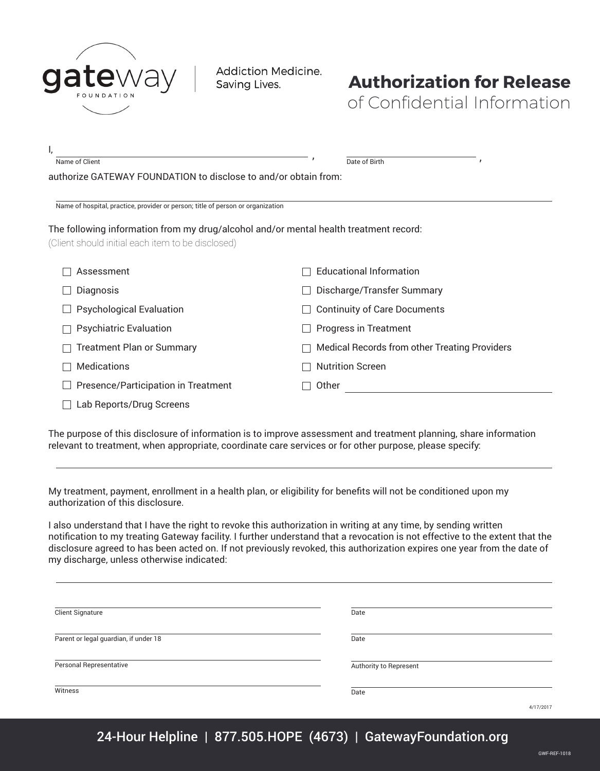gateway FOUNDATION | Addiction Medicine. Saving Lives.

# Authorization for Release of Confidential Information

I, ______________________________, ______________________,
Name of Client — Date of Birth

authorize GATEWAY FOUNDATION to disclose to and/or obtain from:

______________________________________________
Name of hospital, practice, provider or person; title of person or organization

The following information from my drug/alcohol and/or mental health treatment record:
(Client should initial each item to be disclosed)

- ☐ Assessment
- ☐ Diagnosis
- ☐ Psychological Evaluation
- ☐ Psychiatric Evaluation
- ☐ Treatment Plan or Summary
- ☐ Medications
- ☐ Presence/Participation in Treatment
- ☐ Lab Reports/Drug Screens
- ☐ Educational Information
- ☐ Discharge/Transfer Summary
- ☐ Continuity of Care Documents
- ☐ Progress in Treatment
- ☐ Medical Records from other Treating Providers
- ☐ Nutrition Screen
- ☐ Other ______________________

The purpose of this disclosure of information is to improve assessment and treatment planning, share information relevant to treatment, when appropriate, coordinate care services or for other purpose, please specify:

______________________________________________

My treatment, payment, enrollment in a health plan, or eligibility for benefits will not be conditioned upon my authorization of this disclosure.

I also understand that I have the right to revoke this authorization in writing at any time, by sending written notification to my treating Gateway facility. I further understand that a revocation is not effective to the extent that the disclosure agreed to has been acted on. If not previously revoked, this authorization expires one year from the date of my discharge, unless otherwise indicated:

______________________________________________

| | |
|---|---|
| Client Signature | Date |
| Parent or legal guardian, if under 18 | Date |
| Personal Representative | Authority to Represent |
| Witness | Date |

4/17/2017

24-Hour Helpline | 877.505.HOPE (4673) | GatewayFoundation.org

GWF-REF-1018